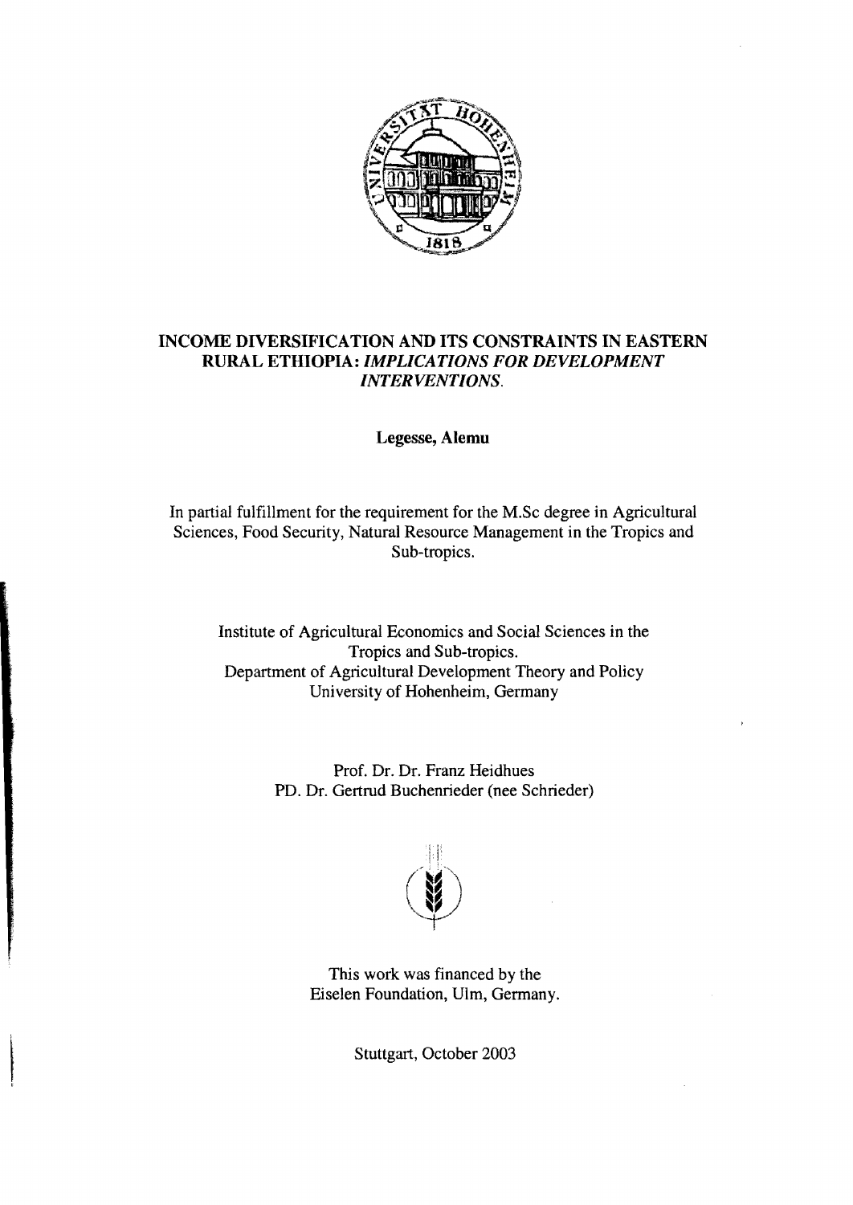# INCOME DIVERSIFICATION AND ITS CONSTRAINTS IN EASTERN RURAL ETHIOPIA: *IMPLICATIONS FOR DEVELOPMENT INTERVENTIONS*.

**Legesse, Alemu**

In partial fulfillment for the requirement for the M.Sc degree in Agricultural Sciences, Food Security, Natural Resource Management in the Tropics and Sub-tropics.

Institute of Agricultural Economics and Social Sciences in the Tropics and Sub-tropics.
Department of Agricultural Development Theory and Policy
University of Hohenheim, Germany

Prof. Dr. Dr. Franz Heidhues
PD. Dr. Gertrud Buchenrieder (nee Schrieder)

This work was financed by the
Eiselen Foundation, Ulm, Germany.

Stuttgart, October 2003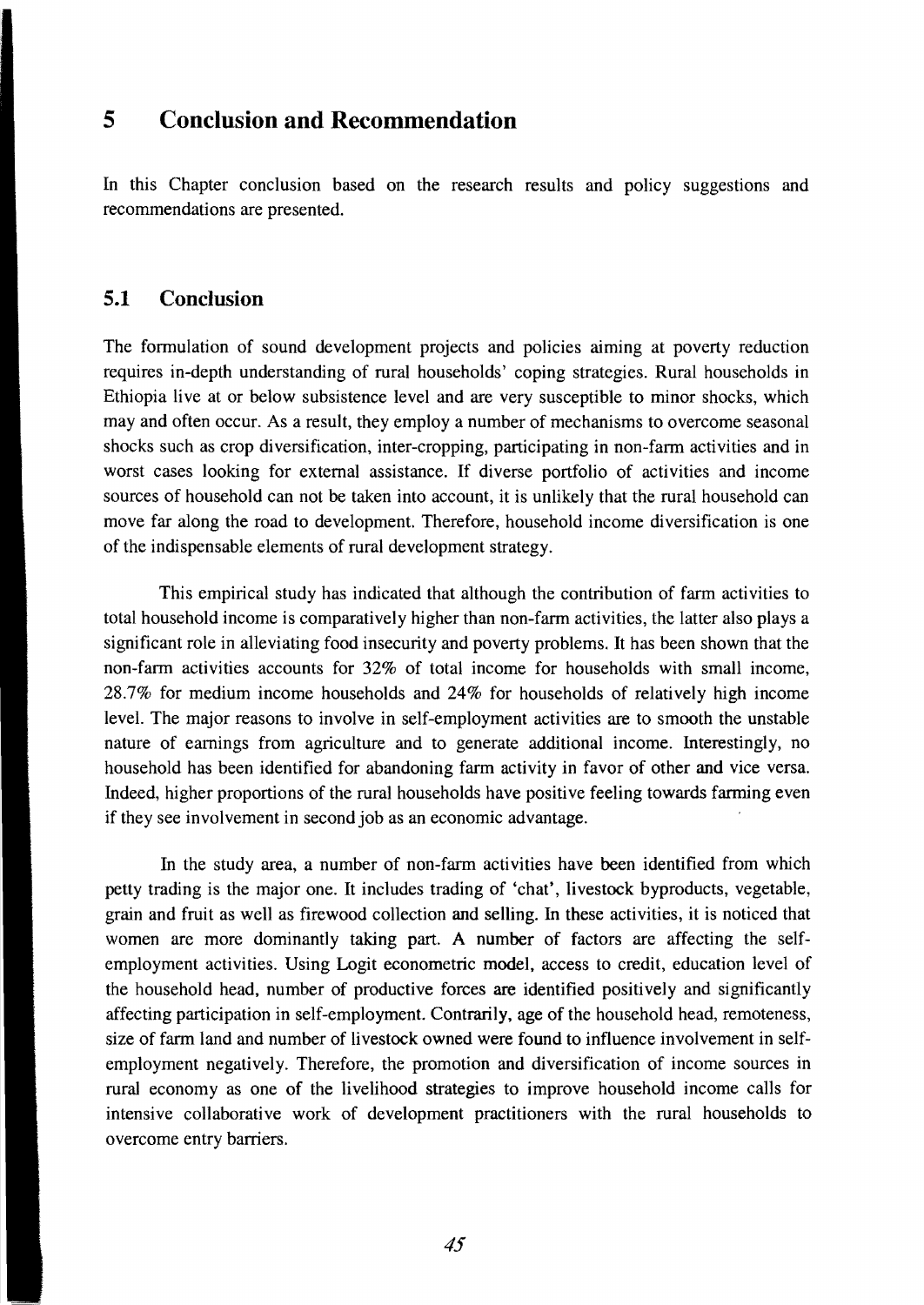# 5 Conclusion and Recommendation

In this Chapter conclusion based on the research results and policy suggestions and recommendations are presented.

## 5.1 Conclusion

The formulation of sound development projects and policies aiming at poverty reduction requires in-depth understanding of rural households' coping strategies. Rural households in Ethiopia live at or below subsistence level and are very susceptible to minor shocks, which may and often occur. As a result, they employ a number of mechanisms to overcome seasonal shocks such as crop diversification, inter-cropping, participating in non-farm activities and in worst cases looking for external assistance. If diverse portfolio of activities and income sources of household can not be taken into account, it is unlikely that the rural household can move far along the road to development. Therefore, household income diversification is one of the indispensable elements of rural development strategy.

This empirical study has indicated that although the contribution of farm activities to total household income is comparatively higher than non-farm activities, the latter also plays a significant role in alleviating food insecurity and poverty problems. It has been shown that the non-farm activities accounts for 32% of total income for households with small income, 28.7% for medium income households and 24% for households of relatively high income level. The major reasons to involve in self-employment activities are to smooth the unstable nature of earnings from agriculture and to generate additional income. Interestingly, no household has been identified for abandoning farm activity in favor of other and vice versa. Indeed, higher proportions of the rural households have positive feeling towards farming even if they see involvement in second job as an economic advantage.

In the study area, a number of non-farm activities have been identified from which petty trading is the major one. It includes trading of 'chat', livestock byproducts, vegetable, grain and fruit as well as firewood collection and selling. In these activities, it is noticed that women are more dominantly taking part. A number of factors are affecting the self-employment activities. Using Logit econometric model, access to credit, education level of the household head, number of productive forces are identified positively and significantly affecting participation in self-employment. Contrarily, age of the household head, remoteness, size of farm land and number of livestock owned were found to influence involvement in self-employment negatively. Therefore, the promotion and diversification of income sources in rural economy as one of the livelihood strategies to improve household income calls for intensive collaborative work of development practitioners with the rural households to overcome entry barriers.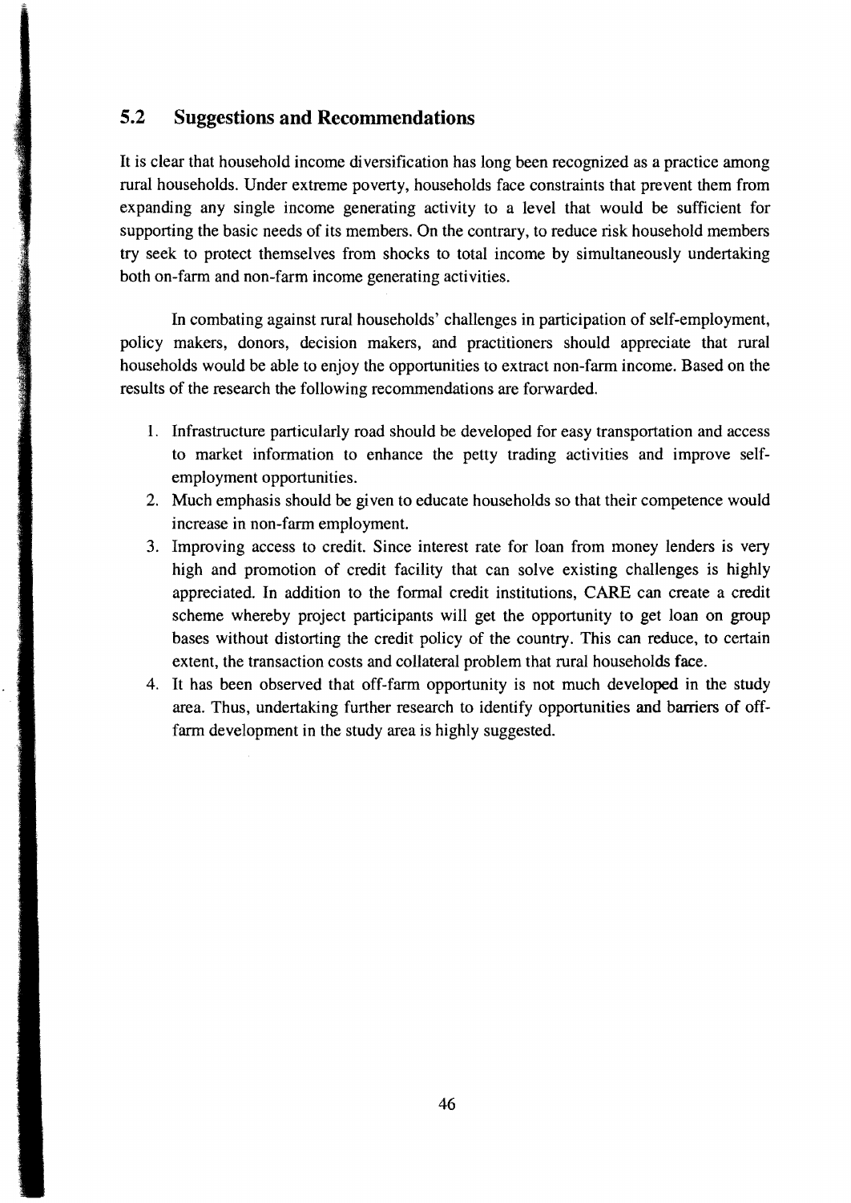## 5.2 Suggestions and Recommendations

It is clear that household income diversification has long been recognized as a practice among rural households. Under extreme poverty, households face constraints that prevent them from expanding any single income generating activity to a level that would be sufficient for supporting the basic needs of its members. On the contrary, to reduce risk household members try seek to protect themselves from shocks to total income by simultaneously undertaking both on-farm and non-farm income generating activities.

In combating against rural households' challenges in participation of self-employment, policy makers, donors, decision makers, and practitioners should appreciate that rural households would be able to enjoy the opportunities to extract non-farm income. Based on the results of the research the following recommendations are forwarded.

1. Infrastructure particularly road should be developed for easy transportation and access to market information to enhance the petty trading activities and improve self-employment opportunities.
2. Much emphasis should be given to educate households so that their competence would increase in non-farm employment.
3. Improving access to credit. Since interest rate for loan from money lenders is very high and promotion of credit facility that can solve existing challenges is highly appreciated. In addition to the formal credit institutions, CARE can create a credit scheme whereby project participants will get the opportunity to get loan on group bases without distorting the credit policy of the country. This can reduce, to certain extent, the transaction costs and collateral problem that rural households face.
4. It has been observed that off-farm opportunity is not much developed in the study area. Thus, undertaking further research to identify opportunities and barriers of off-farm development in the study area is highly suggested.